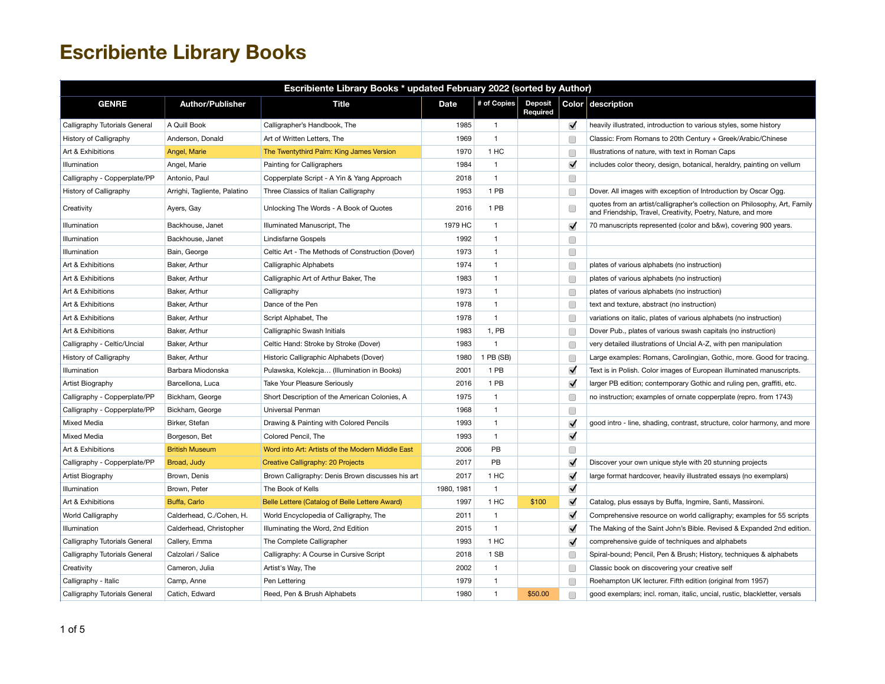# Escribiente Library Books

| Escribiente Library Books * updated February 2022 (sorted by Author) | | | | | | | |
|---|---|---|---|---|---|---|---|
| GENRE | Author/Publisher | Title | Date | # of Copies | Deposit Required | Color | description |
| Calligraphy Tutorials General | A Quill Book | Calligrapher's Handbook, The | 1985 | 1 | | ✔ | heavily illustrated, introduction to various styles, some history |
| History of Calligraphy | Anderson, Donald | Art of Written Letters, The | 1969 | 1 | | ☐ | Classic: From Romans to 20th Century + Greek/Arabic/Chinese |
| Art & Exhibitions | Angel, Marie | The Twentythird Palm: King James Version | 1970 | 1 HC | | ☐ | Illustrations of nature, with text in Roman Caps |
| Illumination | Angel, Marie | Painting for Calligraphers | 1984 | 1 | | ✔ | includes color theory, design, botanical, heraldry, painting on vellum |
| Calligraphy - Copperplate/PP | Antonio, Paul | Copperplate Script - A Yin & Yang Approach | 2018 | 1 | | ☐ | |
| History of Calligraphy | Arrighi, Tagliente, Palatino | Three Classics of Italian Calligraphy | 1953 | 1 PB | | ☐ | Dover. All images with exception of Introduction by Oscar Ogg. |
| Creativity | Ayers, Gay | Unlocking The Words - A Book of Quotes | 2016 | 1 PB | | ☐ | quotes from an artist/calligrapher's collection on Philosophy, Art, Family and Friendship, Travel, Creativity, Poetry, Nature, and more |
| Illumination | Backhouse, Janet | Illuminated Manuscript, The | 1979 HC | 1 | | ✔ | 70 manuscripts represented (color and b&w), covering 900 years. |
| Illumination | Backhouse, Janet | Lindisfarne Gospels | 1992 | 1 | | ☐ | |
| Illumination | Bain, George | Celtic Art - The Methods of Construction (Dover) | 1973 | 1 | | ☐ | |
| Art & Exhibitions | Baker, Arthur | Calligraphic Alphabets | 1974 | 1 | | ☐ | plates of various alphabets (no instruction) |
| Art & Exhibitions | Baker, Arthur | Calligraphic Art of Arthur Baker, The | 1983 | 1 | | ☐ | plates of various alphabets (no instruction) |
| Art & Exhibitions | Baker, Arthur | Calligraphy | 1973 | 1 | | ☐ | plates of various alphabets (no instruction) |
| Art & Exhibitions | Baker, Arthur | Dance of the Pen | 1978 | 1 | | ☐ | text and texture, abstract (no instruction) |
| Art & Exhibitions | Baker, Arthur | Script Alphabet, The | 1978 | 1 | | ☐ | variations on italic, plates of various alphabets (no instruction) |
| Art & Exhibitions | Baker, Arthur | Calligraphic Swash Initials | 1983 | 1, PB | | ☐ | Dover Pub., plates of various swash capitals (no instruction) |
| Calligraphy - Celtic/Uncial | Baker, Arthur | Celtic Hand: Stroke by Stroke (Dover) | 1983 | 1 | | ☐ | very detailed illustrations of Uncial A-Z, with pen manipulation |
| History of Calligraphy | Baker, Arthur | Historic Calligraphic Alphabets (Dover) | 1980 | 1 PB (SB) | | ☐ | Large examples: Romans, Carolingian, Gothic, more. Good for tracing. |
| Illumination | Barbara Miodonska | Pulawska, Kolekcja… (Illumination in Books) | 2001 | 1 PB | | ✔ | Text is in Polish. Color images of European illuminated manuscripts. |
| Artist Biography | Barcellona, Luca | Take Your Pleasure Seriously | 2016 | 1 PB | | ✔ | larger PB edition; contemporary Gothic and ruling pen, graffiti, etc. |
| Calligraphy - Copperplate/PP | Bickham, George | Short Description of the American Colonies, A | 1975 | 1 | | ☐ | no instruction; examples of ornate copperplate (repro. from 1743) |
| Calligraphy - Copperplate/PP | Bickham, George | Universal Penman | 1968 | 1 | | ☐ | |
| Mixed Media | Birker, Stefan | Drawing & Painting with Colored Pencils | 1993 | 1 | | ✔ | good intro - line, shading, contrast, structure, color harmony, and more |
| Mixed Media | Borgeson, Bet | Colored Pencil, The | 1993 | 1 | | ✔ | |
| Art & Exhibitions | British Museum | Word into Art: Artists of the Modern Middle East | 2006 | PB | | ☐ | |
| Calligraphy - Copperplate/PP | Broad, Judy | Creative Calligraphy: 20 Projects | 2017 | PB | | ✔ | Discover your own unique style with 20 stunning projects |
| Artist Biography | Brown, Denis | Brown Calligraphy: Denis Brown discusses his art | 2017 | 1 HC | | ✔ | large format hardcover, heavily illustrated essays (no exemplars) |
| Illumination | Brown, Peter | The Book of Kells | 1980, 1981 | 1 | | ✔ | |
| Art & Exhibitions | Buffa, Carlo | Belle Lettere (Catalog of Belle Lettere Award) | 1997 | 1 HC | $100 | ✔ | Catalog, plus essays by Buffa, Ingmire, Santi, Massironi. |
| World Calligraphy | Calderhead, C./Cohen, H. | World Encyclopedia of Calligraphy, The | 2011 | 1 | | ✔ | Comprehensive resource on world calligraphy; examples for 55 scripts |
| Illumination | Calderhead, Christopher | Illuminating the Word, 2nd Edition | 2015 | 1 | | ✔ | The Making of the Saint John's Bible. Revised & Expanded 2nd edition. |
| Calligraphy Tutorials General | Callery, Emma | The Complete Calligrapher | 1993 | 1 HC | | ✔ | comprehensive guide of techniques and alphabets |
| Calligraphy Tutorials General | Calzolari / Salice | Calligraphy: A Course in Cursive Script | 2018 | 1 SB | | ☐ | Spiral-bound; Pencil, Pen & Brush; History, techniques & alphabets |
| Creativity | Cameron, Julia | Artist's Way, The | 2002 | 1 | | ☐ | Classic book on discovering your creative self |
| Calligraphy - Italic | Camp, Anne | Pen Lettering | 1979 | 1 | | ☐ | Roehampton UK lecturer. Fifth edition (original from 1957) |
| Calligraphy Tutorials General | Catich, Edward | Reed, Pen & Brush Alphabets | 1980 | 1 | $50.00 | ☐ | good exemplars; incl. roman, italic, uncial, rustic, blackletter, versals |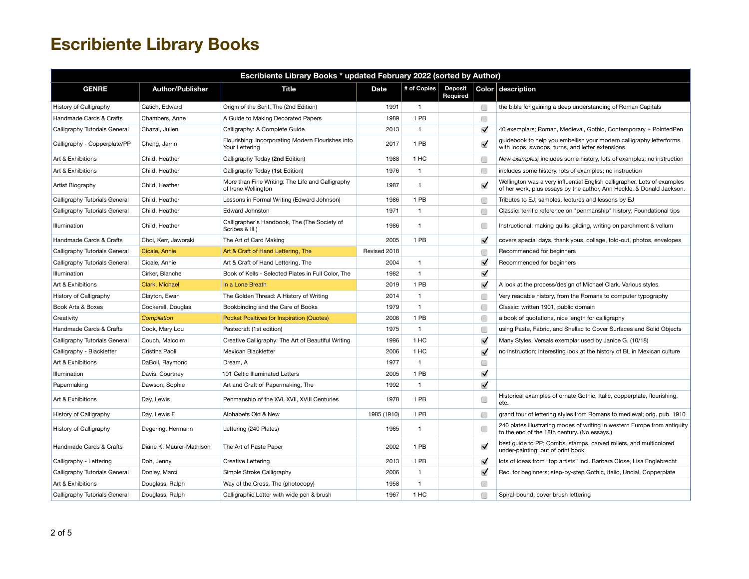# Escribiente Library Books

| Escribiente Library Books * updated February 2022 (sorted by Author) | | | | | | | |
|---|---|---|---|---|---|---|---|
| **GENRE** | **Author/Publisher** | **Title** | **Date** | **# of Copies** | **Deposit Required** | **Color** | **description** |
| History of Calligraphy | Catich, Edward | Origin of the Serif, The (2nd Edition) | 1991 | 1 | | ☐ | the bible for gaining a deep understanding of Roman Capitals |
| Handmade Cards & Crafts | Chambers, Anne | A Guide to Making Decorated Papers | 1989 | 1 PB | | ☐ | |
| Calligraphy Tutorials General | Chazal, Julien | Calligraphy: A Complete Guide | 2013 | 1 | | ☑ | 40 exemplars; Roman, Medieval, Gothic, Contemporary + PointedPen |
| Calligraphy - Copperplate/PP | Cheng, Jarrin | Flourishing: Incorporating Modern Flourishes into Your Lettering | 2017 | 1 PB | | ☑ | guidebook to help you embellish your modern calligraphy letterforms with loops, swoops, turns, and letter extensions |
| Art & Exhibitions | Child, Heather | Calligraphy Today (**2nd** Edition) | 1988 | 1 HC | | ☐ | *New examples;* includes some history, lots of examples; no instruction |
| Art & Exhibitions | Child, Heather | Calligraphy Today (**1st** Edition) | 1976 | 1 | | ☐ | includes some history, lots of examples; no instruction |
| Artist Biography | Child, Heather | More than Fine Writing: The Life and Calligraphy of Irene Wellington | 1987 | 1 | | ☑ | Wellington was a very influential English calligrapher. Lots of examples of her work, plus essays by the author, Ann Heckle, & Donald Jackson. |
| Calligraphy Tutorials General | Child, Heather | Lessons in Formal Writing (Edward Johnson) | 1986 | 1 PB | | ☐ | Tributes to EJ; samples, lectures and lessons by EJ |
| Calligraphy Tutorials General | Child, Heather | Edward Johnston | 1971 | 1 | | ☐ | Classic: terrific reference on "penmanship" history; Foundational tips |
| Illumination | Child, Heather | Calligrapher's Handbook, The (The Society of Scribes & Ill.) | 1986 | 1 | | ☐ | Instructional: making quills, gilding, writing on parchment & vellum |
| Handmade Cards & Crafts | Choi, Kerr, Jaworski | The Art of Card Making | 2005 | 1 PB | | ☑ | covers special days, thank yous, collage, fold-out, photos, envelopes |
| Calligraphy Tutorials General | Cicale, Annie | Art & Craft of Hand Lettering, The | Revised 2018 | | | ☐ | Recommended for beginners |
| Calligraphy Tutorials General | Cicale, Annie | Art & Craft of Hand Lettering, The | 2004 | 1 | | ☑ | Recommended for beginners |
| Illumination | Cirker, Blanche | Book of Kells - Selected Plates in Full Color, The | 1982 | 1 | | ☑ | |
| Art & Exhibitions | Clark, Michael | In a Lone Breath | 2019 | 1 PB | | ☑ | A look at the process/design of Michael Clark. Various styles. |
| History of Calligraphy | Clayton, Ewan | The Golden Thread: A History of Writing | 2014 | 1 | | ☐ | Very readable history, from the Romans to computer typography |
| Book Arts & Boxes | Cockerell, Douglas | Bookbinding and the Care of Books | 1979 | 1 | | ☐ | Classic: written 1901, public domain |
| Creativity | *Compilation* | Pocket Positives for Inspiration (Quotes) | 2006 | 1 PB | | ☐ | a book of quotations, nice length for calligraphy |
| Handmade Cards & Crafts | Cook, Mary Lou | Pastecraft (1st edition) | 1975 | 1 | | ☐ | using Paste, Fabric, and Shellac to Cover Surfaces and Solid Objects |
| Calligraphy Tutorials General | Couch, Malcolm | Creative Calligraphy: The Art of Beautiful Writing | 1996 | 1 HC | | ☑ | Many Styles. Versals exemplar used by Janice G. (10/18) |
| Calligraphy - Blackletter | Cristina Paoli | Mexican Blackletter | 2006 | 1 HC | | ☑ | no instruction; interesting look at the history of BL in Mexican culture |
| Art & Exhibitions | DaBoll, Raymond | Dream, A | 1977 | 1 | | ☐ | |
| Illumination | Davis, Courtney | 101 Celtic Illuminated Letters | 2005 | 1 PB | | ☑ | |
| Papermaking | Dawson, Sophie | Art and Craft of Papermaking, The | 1992 | 1 | | ☑ | |
| Art & Exhibitions | Day, Lewis | Penmanship of the XVI, XVII, XVIII Centuries | 1978 | 1 PB | | ☐ | Historical examples of ornate Gothic, Italic, copperplate, flourishing, etc. |
| History of Calligraphy | Day, Lewis F. | Alphabets Old & New | 1985 (1910) | 1 PB | | ☐ | grand tour of lettering styles from Romans to medieval; orig. pub. 1910 |
| History of Calligraphy | Degering, Hermann | Lettering (240 Plates) | 1965 | 1 | | ☐ | 240 plates illustrating modes of writing in western Europe from antiquity to the end of the 18th century. (No essays.) |
| Handmade Cards & Crafts | Diane K. Maurer-Mathison | The Art of Paste Paper | 2002 | 1 PB | | ☑ | best guide to PP; Combs, stamps, carved rollers, and multicolored under-painting; out of print book |
| Calligraphy - Lettering | Doh, Jenny | Creative Lettering | 2013 | 1 PB | | ☑ | lots of ideas from "top artists" incl. Barbara Close, Lisa Englebrecht |
| Calligraphy Tutorials General | Donley, Marci | Simple Stroke Calligraphy | 2006 | 1 | | ☑ | Rec. for beginners; step-by-step Gothic, Italic, Uncial, Copperplate |
| Art & Exhibitions | Douglass, Ralph | Way of the Cross, The (photocopy) | 1958 | 1 | | ☐ | |
| Calligraphy Tutorials General | Douglass, Ralph | Calligraphic Letter with wide pen & brush | 1967 | 1 HC | | ☐ | Spiral-bound; cover brush lettering |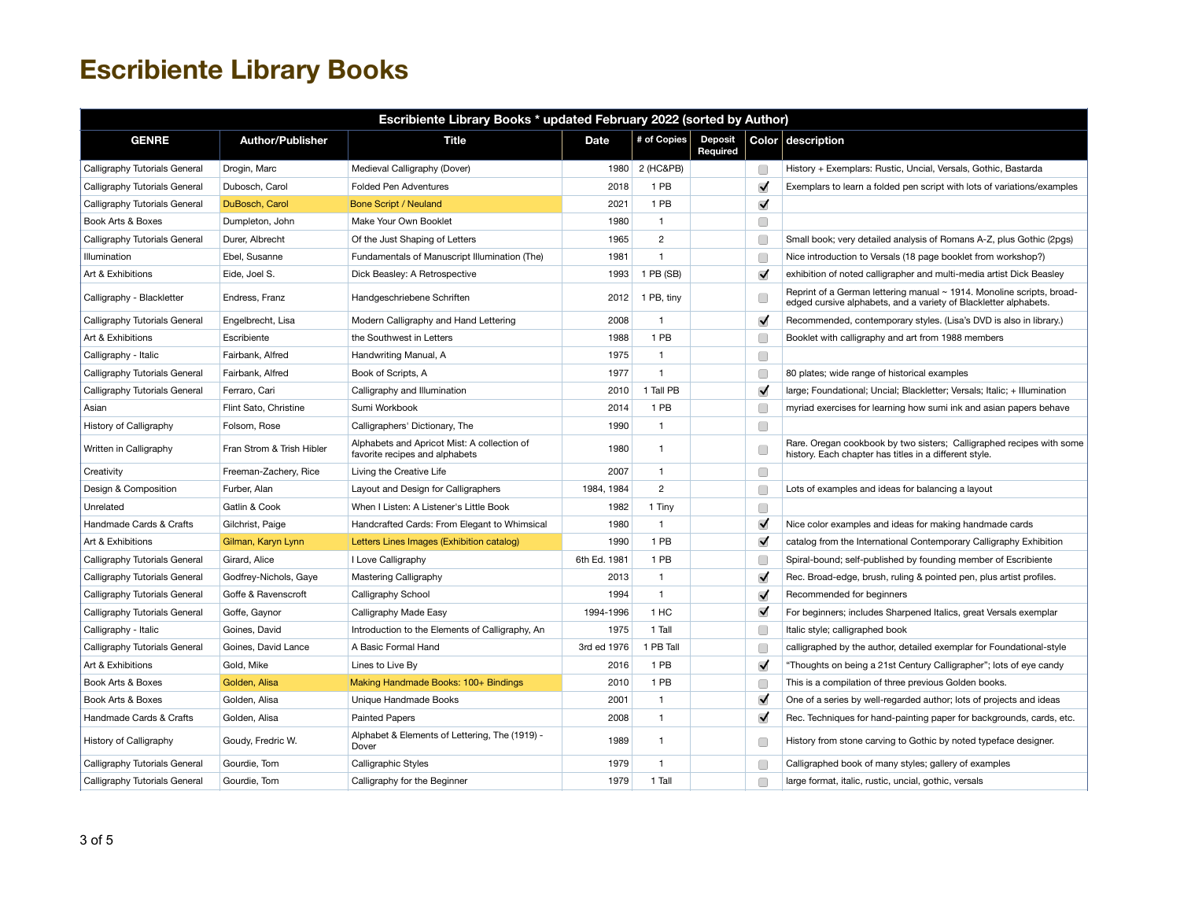# Escribiente Library Books

| Escribiente Library Books * updated February 2022 (sorted by Author) | | | | | | | |
|---|---|---|---|---|---|---|---|
| GENRE | Author/Publisher | Title | Date | # of Copies | Deposit Required | Color | description |
| Calligraphy Tutorials General | Drogin, Marc | Medieval Calligraphy (Dover) | 1980 | 2 (HC&PB) | | ☐ | History + Exemplars: Rustic, Uncial, Versals, Gothic, Bastarda |
| Calligraphy Tutorials General | Dubosch, Carol | Folded Pen Adventures | 2018 | 1 PB | | ☑ | Exemplars to learn a folded pen script with lots of variations/examples |
| Calligraphy Tutorials General | DuBosch, Carol | Bone Script / Neuland | 2021 | 1 PB | | ☑ | |
| Book Arts & Boxes | Dumpleton, John | Make Your Own Booklet | 1980 | 1 | | ☐ | |
| Calligraphy Tutorials General | Durer, Albrecht | Of the Just Shaping of Letters | 1965 | 2 | | ☐ | Small book; very detailed analysis of Romans A-Z, plus Gothic (2pgs) |
| Illumination | Ebel, Susanne | Fundamentals of Manuscript Illumination (The) | 1981 | 1 | | ☐ | Nice introduction to Versals (18 page booklet from workshop?) |
| Art & Exhibitions | Eide, Joel S. | Dick Beasley: A Retrospective | 1993 | 1 PB (SB) | | ☑ | exhibition of noted calligrapher and multi-media artist Dick Beasley |
| Calligraphy - Blackletter | Endress, Franz | Handgeschriebene Schriften | 2012 | 1 PB, tiny | | ☐ | Reprint of a German lettering manual ~ 1914. Monoline scripts, broad-edged cursive alphabets, and a variety of Blackletter alphabets. |
| Calligraphy Tutorials General | Engelbrecht, Lisa | Modern Calligraphy and Hand Lettering | 2008 | 1 | | ☑ | Recommended, contemporary styles. (Lisa's DVD is also in library.) |
| Art & Exhibitions | Escribiente | the Southwest in Letters | 1988 | 1 PB | | ☐ | Booklet with calligraphy and art from 1988 members |
| Calligraphy - Italic | Fairbank, Alfred | Handwriting Manual, A | 1975 | 1 | | ☐ | |
| Calligraphy Tutorials General | Fairbank, Alfred | Book of Scripts, A | 1977 | 1 | | ☐ | 80 plates; wide range of historical examples |
| Calligraphy Tutorials General | Ferraro, Cari | Calligraphy and Illumination | 2010 | 1 Tall PB | | ☑ | large; Foundational; Uncial; Blackletter; Versals; Italic; + Illumination |
| Asian | Flint Sato, Christine | Sumi Workbook | 2014 | 1 PB | | ☐ | myriad exercises for learning how sumi ink and asian papers behave |
| History of Calligraphy | Folsom, Rose | Calligraphers' Dictionary, The | 1990 | 1 | | ☐ | |
| Written in Calligraphy | Fran Strom & Trish Hibler | Alphabets and Apricot Mist: A collection of favorite recipes and alphabets | 1980 | 1 | | ☐ | Rare. Oregan cookbook by two sisters; Calligraphed recipes with some history. Each chapter has titles in a different style. |
| Creativity | Freeman-Zachery, Rice | Living the Creative Life | 2007 | 1 | | ☐ | |
| Design & Composition | Furber, Alan | Layout and Design for Calligraphers | 1984, 1984 | 2 | | ☐ | Lots of examples and ideas for balancing a layout |
| Unrelated | Gatlin & Cook | When I Listen: A Listener's Little Book | 1982 | 1 Tiny | | ☐ | |
| Handmade Cards & Crafts | Gilchrist, Paige | Handcrafted Cards: From Elegant to Whimsical | 1980 | 1 | | ☑ | Nice color examples and ideas for making handmade cards |
| Art & Exhibitions | Gilman, Karyn Lynn | Letters Lines Images (Exhibition catalog) | 1990 | 1 PB | | ☑ | catalog from the International Contemporary Calligraphy Exhibition |
| Calligraphy Tutorials General | Girard, Alice | I Love Calligraphy | 6th Ed. 1981 | 1 PB | | ☐ | Spiral-bound; self-published by founding member of Escribiente |
| Calligraphy Tutorials General | Godfrey-Nichols, Gaye | Mastering Calligraphy | 2013 | 1 | | ☑ | Rec. Broad-edge, brush, ruling & pointed pen, plus artist profiles. |
| Calligraphy Tutorials General | Goffe & Ravenscroft | Calligraphy School | 1994 | 1 | | ☑ | Recommended for beginners |
| Calligraphy Tutorials General | Goffe, Gaynor | Calligraphy Made Easy | 1994-1996 | 1 HC | | ☑ | For beginners; includes Sharpened Italics, great Versals exemplar |
| Calligraphy - Italic | Goines, David | Introduction to the Elements of Calligraphy, An | 1975 | 1 Tall | | ☐ | Italic style; calligraphed book |
| Calligraphy Tutorials General | Goines, David Lance | A Basic Formal Hand | 3rd ed 1976 | 1 PB Tall | | ☐ | calligraphed by the author, detailed exemplar for Foundational-style |
| Art & Exhibitions | Gold, Mike | Lines to Live By | 2016 | 1 PB | | ☑ | "Thoughts on being a 21st Century Calligrapher"; lots of eye candy |
| Book Arts & Boxes | Golden, Alisa | Making Handmade Books: 100+ Bindings | 2010 | 1 PB | | ☐ | This is a compilation of three previous Golden books. |
| Book Arts & Boxes | Golden, Alisa | Unique Handmade Books | 2001 | 1 | | ☑ | One of a series by well-regarded author; lots of projects and ideas |
| Handmade Cards & Crafts | Golden, Alisa | Painted Papers | 2008 | 1 | | ☑ | Rec. Techniques for hand-painting paper for backgrounds, cards, etc. |
| History of Calligraphy | Goudy, Fredric W. | Alphabet & Elements of Lettering, The (1919) - Dover | 1989 | 1 | | ☐ | History from stone carving to Gothic by noted typeface designer. |
| Calligraphy Tutorials General | Gourdie, Tom | Calligraphic Styles | 1979 | 1 | | ☐ | Calligraphed book of many styles; gallery of examples |
| Calligraphy Tutorials General | Gourdie, Tom | Calligraphy for the Beginner | 1979 | 1 Tall | | ☐ | large format, italic, rustic, uncial, gothic, versals |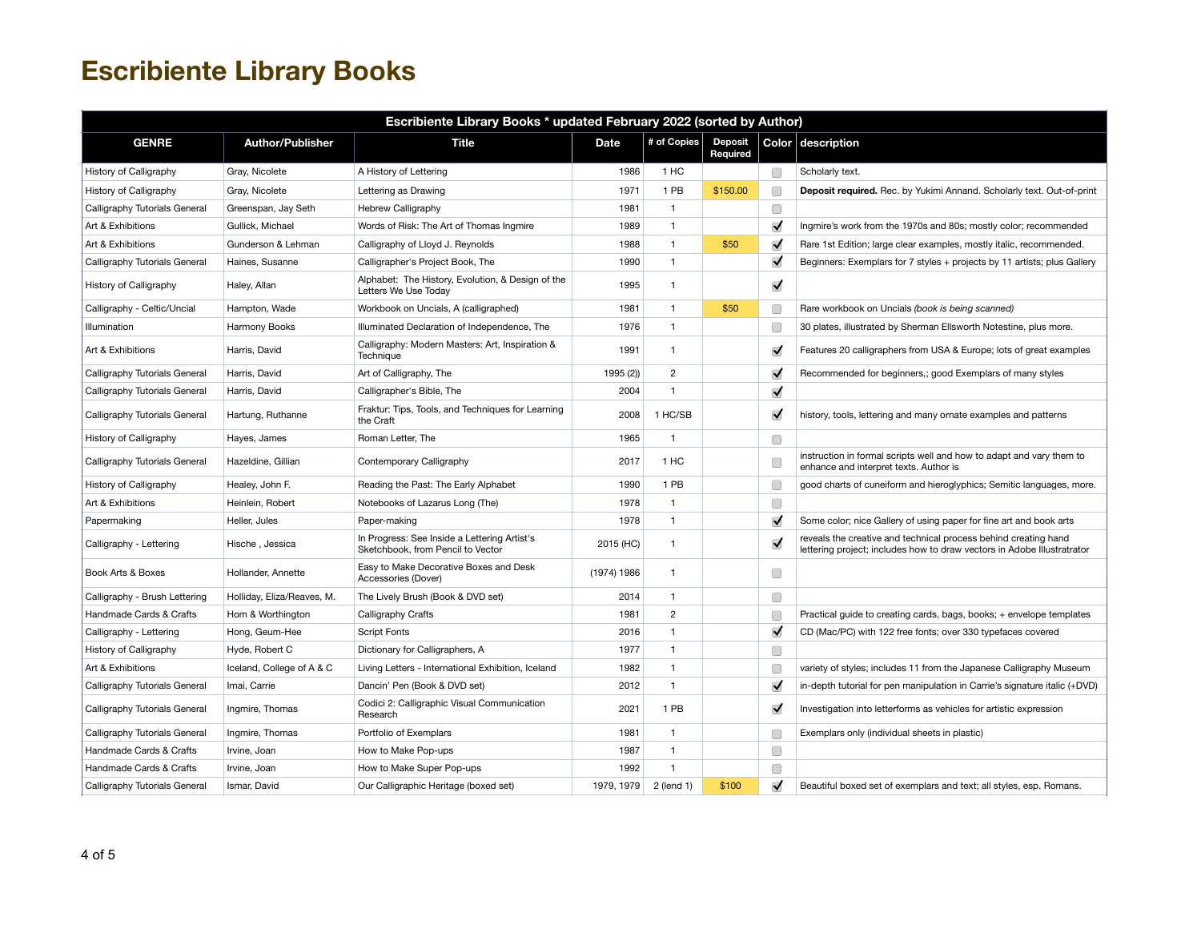# Escribiente Library Books

| Escribiente Library Books * updated February 2022 (sorted by Author) | | | | | | | |
|---|---|---|---|---|---|---|---|
| **GENRE** | **Author/Publisher** | **Title** | **Date** | **# of Copies** | **Deposit Required** | **Color** | **description** |
| History of Calligraphy | Gray, Nicolete | A History of Lettering | 1986 | 1 HC | | ☐ | Scholarly text. |
| History of Calligraphy | Gray, Nicolete | Lettering as Drawing | 1971 | 1 PB | $150.00 | ☐ | **Deposit required.** Rec. by Yukimi Annand. Scholarly text. Out-of-print |
| Calligraphy Tutorials General | Greenspan, Jay Seth | Hebrew Calligraphy | 1981 | 1 | | ☐ | |
| Art & Exhibitions | Gullick, Michael | Words of Risk: The Art of Thomas Ingmire | 1989 | 1 | | ☑ | Ingmire's work from the 1970s and 80s; mostly color; recommended |
| Art & Exhibitions | Gunderson & Lehman | Calligraphy of Lloyd J. Reynolds | 1988 | 1 | $50 | ☑ | Rare 1st Edition; large clear examples, mostly italic, recommended. |
| Calligraphy Tutorials General | Haines, Susanne | Calligrapher's Project Book, The | 1990 | 1 | | ☑ | Beginners: Exemplars for 7 styles + projects by 11 artists; plus Gallery |
| History of Calligraphy | Haley, Allan | Alphabet: The History, Evolution, & Design of the Letters We Use Today | 1995 | 1 | | ☑ | |
| Calligraphy - Celtic/Uncial | Hampton, Wade | Workbook on Uncials, A (calligraphed) | 1981 | 1 | $50 | ☐ | Rare workbook on Uncials *(book is being scanned)* |
| Illumination | Harmony Books | Illuminated Declaration of Independence, The | 1976 | 1 | | ☐ | 30 plates, illustrated by Sherman Ellsworth Notestine, plus more. |
| Art & Exhibitions | Harris, David | Calligraphy: Modern Masters: Art, Inspiration & Technique | 1991 | 1 | | ☑ | Features 20 calligraphers from USA & Europe; lots of great examples |
| Calligraphy Tutorials General | Harris, David | Art of Calligraphy, The | 1995 (2)) | 2 | | ☑ | Recommended for beginners,; good Exemplars of many styles |
| Calligraphy Tutorials General | Harris, David | Calligrapher's Bible, The | 2004 | 1 | | ☑ | |
| Calligraphy Tutorials General | Hartung, Ruthanne | Fraktur: Tips, Tools, and Techniques for Learning the Craft | 2008 | 1 HC/SB | | ☑ | history, tools, lettering and many ornate examples and patterns |
| History of Calligraphy | Hayes, James | Roman Letter, The | 1965 | 1 | | ☐ | |
| Calligraphy Tutorials General | Hazeldine, Gillian | Contemporary Calligraphy | 2017 | 1 HC | | ☐ | instruction in formal scripts well and how to adapt and vary them to enhance and interpret texts. Author is |
| History of Calligraphy | Healey, John F. | Reading the Past: The Early Alphabet | 1990 | 1 PB | | ☐ | good charts of cuneiform and hieroglyphics; Semitic languages, more. |
| Art & Exhibitions | Heinlein, Robert | Notebooks of Lazarus Long (The) | 1978 | 1 | | ☐ | |
| Papermaking | Heller, Jules | Paper-making | 1978 | 1 | | ☑ | Some color; nice Gallery of using paper for fine art and book arts |
| Calligraphy - Lettering | Hische , Jessica | In Progress: See Inside a Lettering Artist's Sketchbook, from Pencil to Vector | 2015 (HC) | 1 | | ☑ | reveals the creative and technical process behind creating hand lettering project; includes how to draw vectors in Adobe Illustratrator |
| Book Arts & Boxes | Hollander, Annette | Easy to Make Decorative Boxes and Desk Accessories (Dover) | (1974) 1986 | 1 | | ☐ | |
| Calligraphy - Brush Lettering | Holliday, Eliza/Reaves, M. | The Lively Brush (Book & DVD set) | 2014 | 1 | | ☐ | |
| Handmade Cards & Crafts | Hom & Worthington | Calligraphy Crafts | 1981 | 2 | | ☐ | Practical guide to creating cards, bags, books; + envelope templates |
| Calligraphy - Lettering | Hong, Geum-Hee | Script Fonts | 2016 | 1 | | ☑ | CD (Mac/PC) with 122 free fonts; over 330 typefaces covered |
| History of Calligraphy | Hyde, Robert C | Dictionary for Calligraphers, A | 1977 | 1 | | ☐ | |
| Art & Exhibitions | Iceland, College of A & C | Living Letters - International Exhibition, Iceland | 1982 | 1 | | ☐ | variety of styles; includes 11 from the Japanese Calligraphy Museum |
| Calligraphy Tutorials General | Imai, Carrie | Dancin' Pen (Book & DVD set) | 2012 | 1 | | ☑ | in-depth tutorial for pen manipulation in Carrie's signature italic (+DVD) |
| Calligraphy Tutorials General | Ingmire, Thomas | Codici 2: Calligraphic Visual Communication Research | 2021 | 1 PB | | ☑ | Investigation into letterforms as vehicles for artistic expression |
| Calligraphy Tutorials General | Ingmire, Thomas | Portfolio of Exemplars | 1981 | 1 | | ☐ | Exemplars only (individual sheets in plastic) |
| Handmade Cards & Crafts | Irvine, Joan | How to Make Pop-ups | 1987 | 1 | | ☐ | |
| Handmade Cards & Crafts | Irvine, Joan | How to Make Super Pop-ups | 1992 | 1 | | ☐ | |
| Calligraphy Tutorials General | Ismar, David | Our Calligraphic Heritage (boxed set) | 1979, 1979 | 2 (lend 1) | $100 | ☑ | Beautiful boxed set of exemplars and text; all styles, esp. Romans. |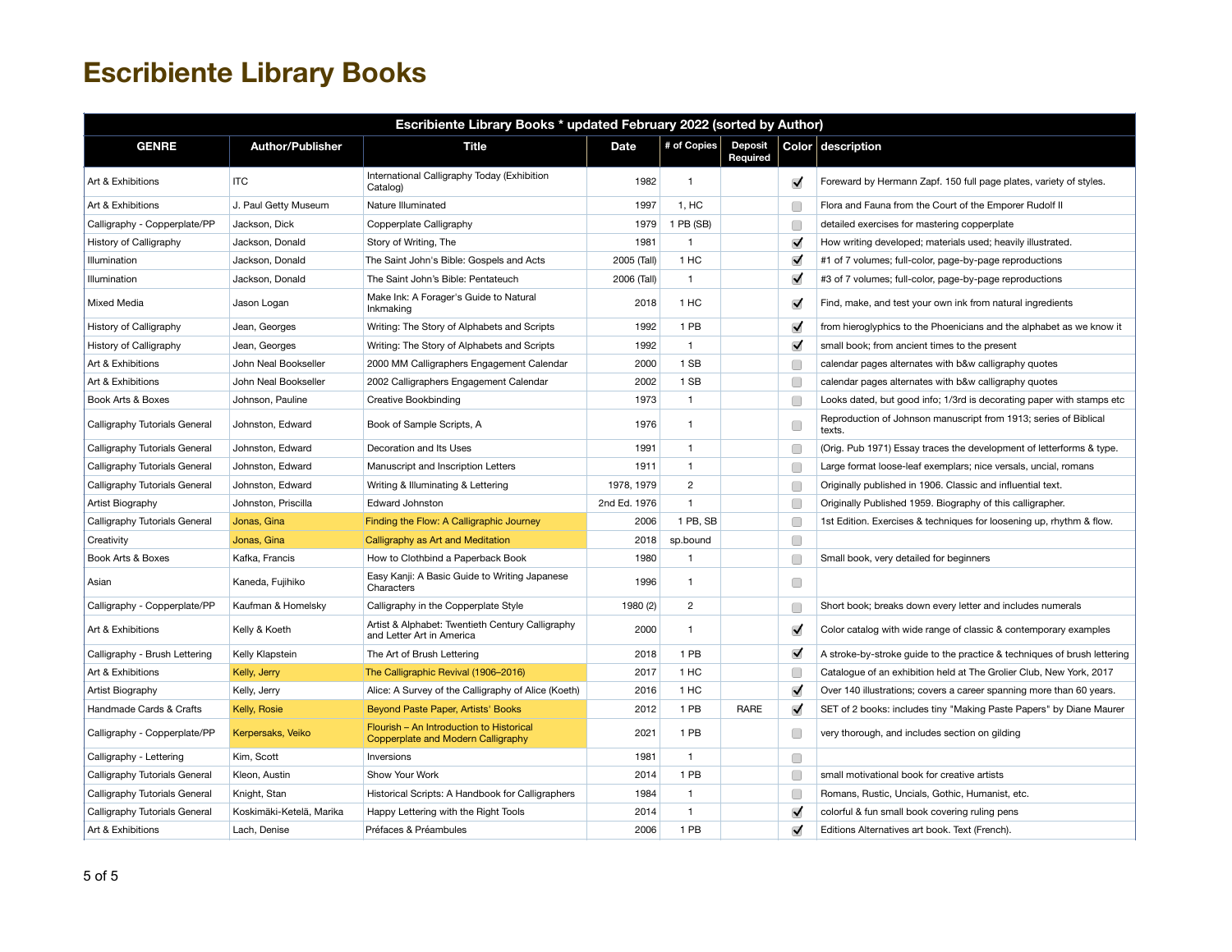# Escribiente Library Books

| Escribiente Library Books * updated February 2022 (sorted by Author) | | | | | | | |
|---|---|---|---|---|---|---|---|
| GENRE | Author/Publisher | Title | Date | # of Copies | Deposit Required | Color | description |
| Art & Exhibitions | ITC | International Calligraphy Today (Exhibition Catalog) | 1982 | 1 | | ☑ | Foreward by Hermann Zapf. 150 full page plates, variety of styles. |
| Art & Exhibitions | J. Paul Getty Museum | Nature Illuminated | 1997 | 1, HC | | ☐ | Flora and Fauna from the Court of the Emporer Rudolf II |
| Calligraphy - Copperplate/PP | Jackson, Dick | Copperplate Calligraphy | 1979 | 1 PB (SB) | | ☐ | detailed exercises for mastering copperplate |
| History of Calligraphy | Jackson, Donald | Story of Writing, The | 1981 | 1 | | ☑ | How writing developed; materials used; heavily illustrated. |
| Illumination | Jackson, Donald | The Saint John's Bible: Gospels and Acts | 2005 (Tall) | 1 HC | | ☑ | #1 of 7 volumes; full-color, page-by-page reproductions |
| Illumination | Jackson, Donald | The Saint John's Bible: Pentateuch | 2006 (Tall) | 1 | | ☑ | #3 of 7 volumes; full-color, page-by-page reproductions |
| Mixed Media | Jason Logan | Make Ink: A Forager's Guide to Natural Inkmaking | 2018 | 1 HC | | ☑ | Find, make, and test your own ink from natural ingredients |
| History of Calligraphy | Jean, Georges | Writing: The Story of Alphabets and Scripts | 1992 | 1 PB | | ☑ | from hieroglyphics to the Phoenicians and the alphabet as we know it |
| History of Calligraphy | Jean, Georges | Writing: The Story of Alphabets and Scripts | 1992 | 1 | | ☑ | small book; from ancient times to the present |
| Art & Exhibitions | John Neal Bookseller | 2000 MM Calligraphers Engagement Calendar | 2000 | 1 SB | | ☐ | calendar pages alternates with b&w calligraphy quotes |
| Art & Exhibitions | John Neal Bookseller | 2002 Calligraphers Engagement Calendar | 2002 | 1 SB | | ☐ | calendar pages alternates with b&w calligraphy quotes |
| Book Arts & Boxes | Johnson, Pauline | Creative Bookbinding | 1973 | 1 | | ☐ | Looks dated, but good info; 1/3rd is decorating paper with stamps etc |
| Calligraphy Tutorials General | Johnston, Edward | Book of Sample Scripts, A | 1976 | 1 | | ☐ | Reproduction of Johnson manuscript from 1913; series of Biblical texts. |
| Calligraphy Tutorials General | Johnston, Edward | Decoration and Its Uses | 1991 | 1 | | ☐ | (Orig. Pub 1971) Essay traces the development of letterforms & type. |
| Calligraphy Tutorials General | Johnston, Edward | Manuscript and Inscription Letters | 1911 | 1 | | ☐ | Large format loose-leaf exemplars; nice versals, uncial, romans |
| Calligraphy Tutorials General | Johnston, Edward | Writing & Illuminating & Lettering | 1978, 1979 | 2 | | ☐ | Originally published in 1906. Classic and influential text. |
| Artist Biography | Johnston, Priscilla | Edward Johnston | 2nd Ed. 1976 | 1 | | ☐ | Originally Published 1959. Biography of this calligrapher. |
| Calligraphy Tutorials General | Jonas, Gina | Finding the Flow: A Calligraphic Journey | 2006 | 1 PB, SB | | ☐ | 1st Edition. Exercises & techniques for loosening up, rhythm & flow. |
| Creativity | Jonas, Gina | Calligraphy as Art and Meditation | 2018 | sp.bound | | ☐ | |
| Book Arts & Boxes | Kafka, Francis | How to Clothbind a Paperback Book | 1980 | 1 | | ☐ | Small book, very detailed for beginners |
| Asian | Kaneda, Fujihiko | Easy Kanji: A Basic Guide to Writing Japanese Characters | 1996 | 1 | | ☐ | |
| Calligraphy - Copperplate/PP | Kaufman & Homelsky | Calligraphy in the Copperplate Style | 1980 (2) | 2 | | ☐ | Short book; breaks down every letter and includes numerals |
| Art & Exhibitions | Kelly & Koeth | Artist & Alphabet: Twentieth Century Calligraphy and Letter Art in America | 2000 | 1 | | ☑ | Color catalog with wide range of classic & contemporary examples |
| Calligraphy - Brush Lettering | Kelly Klapstein | The Art of Brush Lettering | 2018 | 1 PB | | ☑ | A stroke-by-stroke guide to the practice & techniques of brush lettering |
| Art & Exhibitions | Kelly, Jerry | The Calligraphic Revival (1906–2016) | 2017 | 1 HC | | ☐ | Catalogue of an exhibition held at The Grolier Club, New York, 2017 |
| Artist Biography | Kelly, Jerry | Alice: A Survey of the Calligraphy of Alice (Koeth) | 2016 | 1 HC | | ☑ | Over 140 illustrations; covers a career spanning more than 60 years. |
| Handmade Cards & Crafts | Kelly, Rosie | Beyond Paste Paper, Artists' Books | 2012 | 1 PB | RARE | ☑ | SET of 2 books: includes tiny "Making Paste Papers" by Diane Maurer |
| Calligraphy - Copperplate/PP | Kerpersaks, Veiko | Flourish – An Introduction to Historical Copperplate and Modern Calligraphy | 2021 | 1 PB | | ☐ | very thorough, and includes section on gilding |
| Calligraphy - Lettering | Kim, Scott | Inversions | 1981 | 1 | | ☐ | |
| Calligraphy Tutorials General | Kleon, Austin | Show Your Work | 2014 | 1 PB | | ☐ | small motivational book for creative artists |
| Calligraphy Tutorials General | Knight, Stan | Historical Scripts: A Handbook for Calligraphers | 1984 | 1 | | ☐ | Romans, Rustic, Uncials, Gothic, Humanist, etc. |
| Calligraphy Tutorials General | Koskimäki-Ketelä, Marika | Happy Lettering with the Right Tools | 2014 | 1 | | ☑ | colorful & fun small book covering ruling pens |
| Art & Exhibitions | Lach, Denise | Préfaces & Préambules | 2006 | 1 PB | | ☑ | Editions Alternatives art book. Text (French). |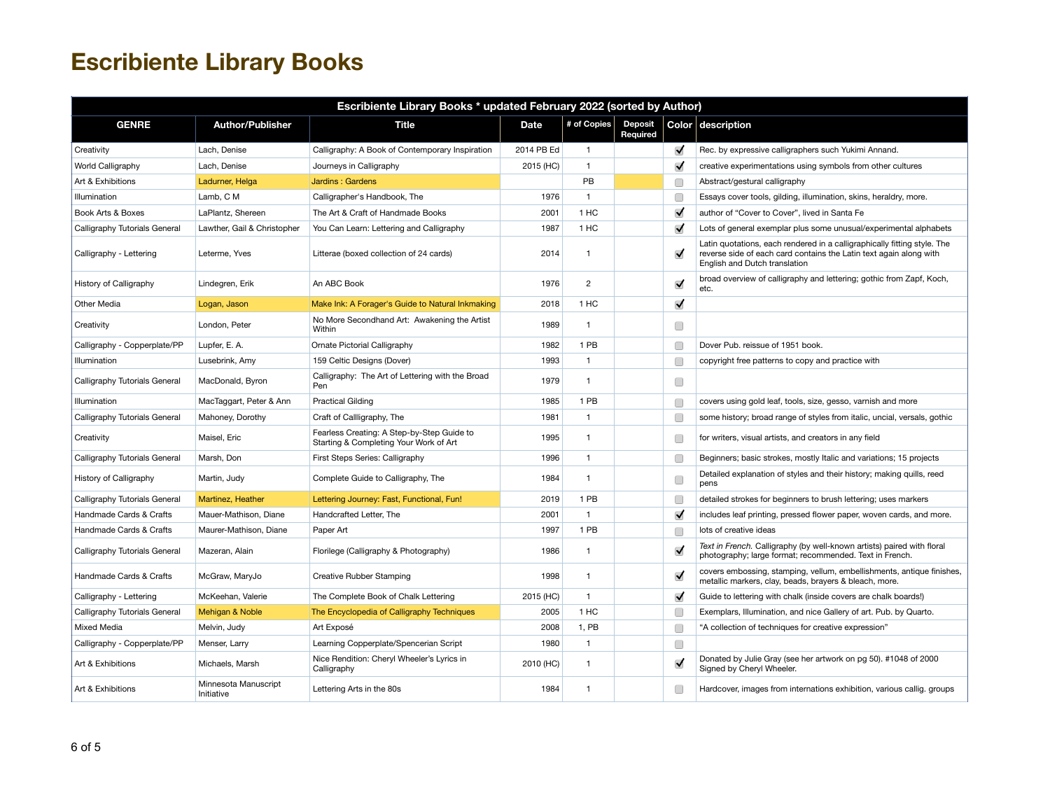# Escribiente Library Books

| Escribiente Library Books * updated February 2022 (sorted by Author) | | | | | | | |
|---|---|---|---|---|---|---|---|
| **GENRE** | **Author/Publisher** | **Title** | **Date** | **# of Copies** | **Deposit Required** | **Color** | **description** |
| Creativity | Lach, Denise | Calligraphy: A Book of Contemporary Inspiration | 2014 PB Ed | 1 | | ✓ | Rec. by expressive calligraphers such Yukimi Annand. |
| World Calligraphy | Lach, Denise | Journeys in Calligraphy | 2015 (HC) | 1 | | ✓ | creative experimentations using symbols from other cultures |
| Art & Exhibitions | Ladurner, Helga | Jardins : Gardens | | PB | | | Abstract/gestural calligraphy |
| Illumination | Lamb, C M | Calligrapher's Handbook, The | 1976 | 1 | | | Essays cover tools, gilding, illumination, skins, heraldry, more. |
| Book Arts & Boxes | LaPlantz, Shereen | The Art & Craft of Handmade Books | 2001 | 1 HC | | ✓ | author of "Cover to Cover", lived in Santa Fe |
| Calligraphy Tutorials General | Lawther, Gail & Christopher | You Can Learn: Lettering and Calligraphy | 1987 | 1 HC | | ✓ | Lots of general exemplar plus some unusual/experimental alphabets |
| Calligraphy - Lettering | Leterme, Yves | Litterae (boxed collection of 24 cards) | 2014 | 1 | | ✓ | Latin quotations, each rendered in a calligraphically fitting style. The reverse side of each card contains the Latin text again along with English and Dutch translation |
| History of Calligraphy | Lindegren, Erik | An ABC Book | 1976 | 2 | | ✓ | broad overview of calligraphy and lettering; gothic from Zapf, Koch, etc. |
| Other Media | Logan, Jason | Make Ink: A Forager's Guide to Natural Inkmaking | 2018 | 1 HC | | ✓ | |
| Creativity | London, Peter | No More Secondhand Art: Awakening the Artist Within | 1989 | 1 | | | |
| Calligraphy - Copperplate/PP | Lupfer, E. A. | Ornate Pictorial Calligraphy | 1982 | 1 PB | | | Dover Pub. reissue of 1951 book. |
| Illumination | Lusebrink, Amy | 159 Celtic Designs (Dover) | 1993 | 1 | | | copyright free patterns to copy and practice with |
| Calligraphy Tutorials General | MacDonald, Byron | Calligraphy: The Art of Lettering with the Broad Pen | 1979 | 1 | | | |
| Illumination | MacTaggart, Peter & Ann | Practical Gilding | 1985 | 1 PB | | | covers using gold leaf, tools, size, gesso, varnish and more |
| Calligraphy Tutorials General | Mahoney, Dorothy | Craft of Callligraphy, The | 1981 | 1 | | | some history; broad range of styles from italic, uncial, versals, gothic |
| Creativity | Maisel, Eric | Fearless Creating: A Step-by-Step Guide to Starting & Completing Your Work of Art | 1995 | 1 | | | for writers, visual artists, and creators in any field |
| Calligraphy Tutorials General | Marsh, Don | First Steps Series: Calligraphy | 1996 | 1 | | | Beginners; basic strokes, mostly Italic and variations; 15 projects |
| History of Calligraphy | Martin, Judy | Complete Guide to Calligraphy, The | 1984 | 1 | | | Detailed explanation of styles and their history; making quills, reed pens |
| Calligraphy Tutorials General | Martinez, Heather | Lettering Journey: Fast, Functional, Fun! | 2019 | 1 PB | | | detailed strokes for beginners to brush lettering; uses markers |
| Handmade Cards & Crafts | Mauer-Mathison, Diane | Handcrafted Letter, The | 2001 | 1 | | ✓ | includes leaf printing, pressed flower paper, woven cards, and more. |
| Handmade Cards & Crafts | Maurer-Mathison, Diane | Paper Art | 1997 | 1 PB | | | lots of creative ideas |
| Calligraphy Tutorials General | Mazeran, Alain | Florilege (Calligraphy & Photography) | 1986 | 1 | | ✓ | *Text in French.* Calligraphy (by well-known artists) paired with floral photography; large format; recommended. Text in French. |
| Handmade Cards & Crafts | McGraw, MaryJo | Creative Rubber Stamping | 1998 | 1 | | ✓ | covers embossing, stamping, vellum, embellishments, antique finishes, metallic markers, clay, beads, brayers & bleach, more. |
| Calligraphy - Lettering | McKeehan, Valerie | The Complete Book of Chalk Lettering | 2015 (HC) | 1 | | ✓ | Guide to lettering with chalk (inside covers are chalk boards!) |
| Calligraphy Tutorials General | Mehigan & Noble | The Encyclopedia of Calligraphy Techniques | 2005 | 1 HC | | | Exemplars, Illumination, and nice Gallery of art. Pub. by Quarto. |
| Mixed Media | Melvin, Judy | Art Exposé | 2008 | 1, PB | | | "A collection of techniques for creative expression" |
| Calligraphy - Copperplate/PP | Menser, Larry | Learning Copperplate/Spencerian Script | 1980 | 1 | | | |
| Art & Exhibitions | Michaels, Marsh | Nice Rendition: Cheryl Wheeler's Lyrics in Calligraphy | 2010 (HC) | 1 | | ✓ | Donated by Julie Gray (see her artwork on pg 50). #1048 of 2000 Signed by Cheryl Wheeler. |
| Art & Exhibitions | Minnesota Manuscript Initiative | Lettering Arts in the 80s | 1984 | 1 | | | Hardcover, images from internations exhibition, various callig. groups |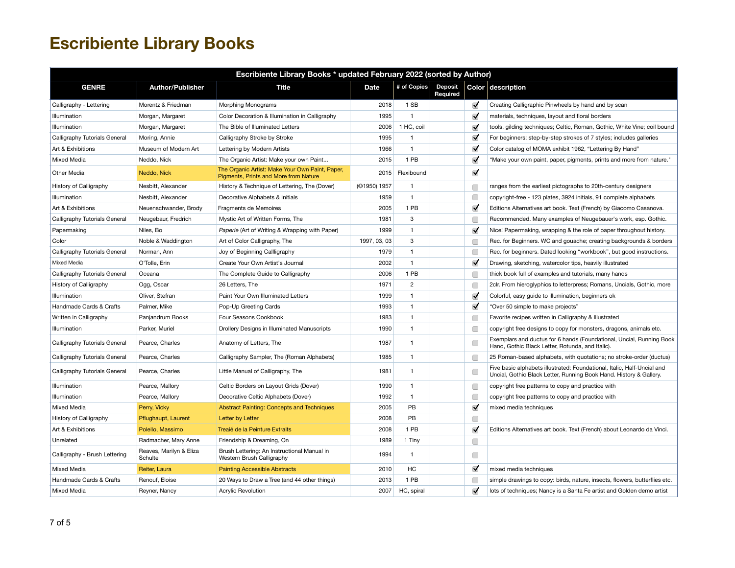# Escribiente Library Books

| Escribiente Library Books * updated February 2022 (sorted by Author) | | | | | | | |
|---|---|---|---|---|---|---|---|
| GENRE | Author/Publisher | Title | Date | # of Copies | Deposit Required | Color | description |
| Calligraphy - Lettering | Morentz & Friedman | Morphing Monograms | 2018 | 1 SB | | ✓ | Creating Calligraphic Pinwheels by hand and by scan |
| Illumination | Morgan, Margaret | Color Decoration & Illumination in Calligraphy | 1995 | 1 | | ✓ | materials, techniques, layout and floral borders |
| Illumination | Morgan, Margaret | The Bible of Illuminated Letters | 2006 | 1 HC, coil | | ✓ | tools, gilding techniques; Celtic, Roman, Gothic, White Vine; coil bound |
| Calligraphy Tutorials General | Moring, Annie | Calligraphy Stroke by Stroke | 1995 | 1 | | ✓ | For beginners; step-by-step strokes of 7 styles; includes galleries |
| Art & Exhibitions | Museum of Modern Art | Lettering by Modern Artists | 1966 | 1 | | ✓ | Color catalog of MOMA exhibit 1962, "Lettering By Hand" |
| Mixed Media | Neddo, Nick | The Organic Artist: Make your own Paint... | 2015 | 1 PB | | ✓ | "Make your own paint, paper, pigments, prints and more from nature." |
| Other Media | Neddo, Nick | The Organic Artist: Make Your Own Paint, Paper, Pigments, Prints and More from Nature | 2015 | Flexibound | | ✓ | |
| History of Calligraphy | Nesbitt, Alexander | History & Technique of Lettering, The (Dover) | (©1950) 1957 | 1 | | | ranges from the earliest pictographs to 20th-century designers |
| Illumination | Nesbitt, Alexander | Decorative Alphabets & Initials | 1959 | 1 | | | copyright-free - 123 plates, 3924 initials, 91 complete alphabets |
| Art & Exhibitions | Neuenschwander, Brody | Fragments de Memoires | 2005 | 1 PB | | ✓ | Editions Alternatives art book. Text (French) by Giacomo Casanova. |
| Calligraphy Tutorials General | Neugebaur, Fredrich | Mystic Art of Written Forms, The | 1981 | 3 | | | Recommended. Many examples of Neugebauer's work, esp. Gothic. |
| Papermaking | Niles, Bo | *Paperie* (Art of Writing & Wrapping with Paper) | 1999 | 1 | | ✓ | Nice! Papermaking, wrapping & the role of paper throughout history. |
| Color | Noble & Waddington | Art of Color Calligraphy, The | 1997, 03, 03 | 3 | | | Rec. for Beginners. WC and gouache; creating backgrounds & borders |
| Calligraphy Tutorials General | Norman, Ann | Joy of Beginning Callligraphy | 1979 | 1 | | | Rec. for beginners. Dated looking "workbook", but good instructions. |
| Mixed Media | O'Tolle, Erin | Create Your Own Artist's Journal | 2002 | 1 | | ✓ | Drawing, sketching, watercolor tips, heavily illustrated |
| Calligraphy Tutorials General | Oceana | The Complete Guide to Calligraphy | 2006 | 1 PB | | | thick book full of examples and tutorials, many hands |
| History of Calligraphy | Ogg, Oscar | 26 Letters, The | 1971 | 2 | | | 2clr. From hieroglyphics to letterpress; Romans, Uncials, Gothic, more |
| Illumination | Oliver, Stefran | Paint Your Own Illuminated Letters | 1999 | 1 | | ✓ | Colorful, easy guide to illumination, beginners ok |
| Handmade Cards & Crafts | Palmer, Mike | Pop-Up Greeting Cards | 1993 | 1 | | ✓ | "Over 50 simple to make projects" |
| Written in Calligraphy | Panjandrum Books | Four Seasons Cookbook | 1983 | 1 | | | Favorite recipes written in Calligraphy & Illustrated |
| Illumination | Parker, Muriel | Drollery Designs in Illuminated Manuscripts | 1990 | 1 | | | copyright free designs to copy for monsters, dragons, animals etc. |
| Calligraphy Tutorials General | Pearce, Charles | Anatomy of Letters, The | 1987 | 1 | | | Exemplars and ductus for 6 hands (Foundational, Uncial, Running Book Hand, Gothic Black Letter, Rotunda, and Italic). |
| Calligraphy Tutorials General | Pearce, Charles | Calligraphy Sampler, The (Roman Alphabets) | 1985 | 1 | | | 25 Roman-based alphabets, with quotations; no stroke-order (ductus) |
| Calligraphy Tutorials General | Pearce, Charles | Little Manual of Calligraphy, The | 1981 | 1 | | | Five basic alphabets illustrated: Foundational, Italic, Half-Uncial and Uncial, Gothic Black Letter, Running Book Hand. History & Gallery. |
| Illumination | Pearce, Mallory | Celtic Borders on Layout Grids (Dover) | 1990 | 1 | | | copyright free patterns to copy and practice with |
| Illumination | Pearce, Mallory | Decorative Celtic Alphabets (Dover) | 1992 | 1 | | | copyright free patterns to copy and practice with |
| Mixed Media | Perry, Vicky | Abstract Painting: Concepts and Techniques | 2005 | PB | | ✓ | mixed media techniques |
| History of Calligraphy | Pflughaupt, Laurent | Letter by Letter | 2008 | PB | | | |
| Art & Exhibitions | Polello, Massimo | Treaié de la Peinture Extraits | 2008 | 1 PB | | ✓ | Editions Alternatives art book. Text (French) about Leonardo da Vinci. |
| Unrelated | Radmacher, Mary Anne | Friendship & Dreaming, On | 1989 | 1 Tiny | | | |
| Calligraphy - Brush Lettering | Reaves, Marilyn & Eliza Schulte | Brush Lettering: An Instructional Manual in Western Brush Calligraphy | 1994 | 1 | | | |
| Mixed Media | Reiter, Laura | Painting Accessible Abstracts | 2010 | HC | | ✓ | mixed media techniques |
| Handmade Cards & Crafts | Renouf, Eloise | 20 Ways to Draw a Tree (and 44 other things) | 2013 | 1 PB | | | simple drawings to copy: birds, nature, insects, flowers, butterflies etc. |
| Mixed Media | Reyner, Nancy | Acrylic Revolution | 2007 | HC, spiral | | ✓ | lots of techniques; Nancy is a Santa Fe artist and Golden demo artist |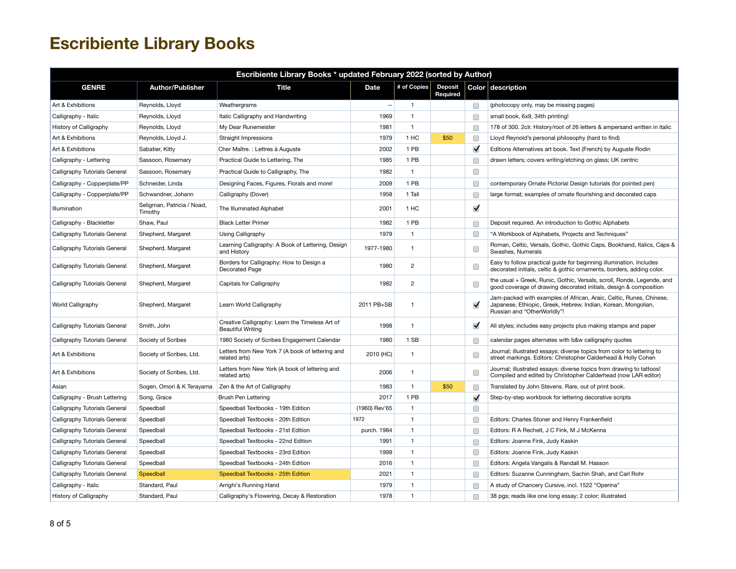# Escribiente Library Books

| Escribiente Library Books * updated February 2022 (sorted by Author) | | | | | | | |
|---|---|---|---|---|---|---|---|
| GENRE | Author/Publisher | Title | Date | # of Copies | Deposit Required | Color | description |
| Art & Exhibitions | Reynolds, Lloyd | Weathergrams | -- | 1 | | ☐ | (photocopy only, may be missing pages) |
| Calligraphy - Italic | Reynolds, Lloyd | Italic Calligraphy and Handwriting | 1969 | 1 | | ☐ | small book, 6x9, 34th printing! |
| History of Calligraphy | Reynolds, Lloyd | My Dear Runemeister | 1981 | 1 | | ☐ | 178 of 300. 2clr. History/root of 26 letters & ampersand written in italic |
| Art & Exhibitions | Reynolds, Lloyd J. | Straight Impressions | 1979 | 1 HC | $50 | ☐ | Lloyd Reynold's personal philosophy (hard to find) |
| Art & Exhibitions | Sabatier, Kitty | Cher Maître. : Lettres à Auguste | 2002 | 1 PB | | ☑ | Editions Alternatives art book. Text (French) by Auguste Rodin |
| Calligraphy - Lettering | Sassoon, Rosemary | Practical Guide to Lettering, The | 1985 | 1 PB | | ☐ | drawn letters; covers writing/etching on glass; UK centric |
| Calligraphy Tutorials General | Sassoon, Rosemary | Practical Guide to Calligraphy, The | 1982 | 1 | | ☐ | |
| Calligraphy - Copperplate/PP | Schneider, Linda | Designing Faces, Figures, Florals and more! | 2009 | 1 PB | | ☐ | contemporary Ornate Pictorial Design tutorials (for pointed pen) |
| Calligraphy - Copperplate/PP | Schwandner, Johann | Calligraphy (Dover) | 1958 | 1 Tall | | ☐ | large format; examples of ornate flourishing and decorated caps |
| Illumination | Seligman, Patricia / Noad, Timothy | The Illuminated Alphabet | 2001 | 1 HC | | ☑ | |
| Calligraphy - Blackletter | Shaw, Paul | Black Letter Primer | 1982 | 1 PB | | ☐ | Deposit required. An introduction to Gothic Alphabets |
| Calligraphy Tutorials General | Shepherd, Margaret | Using Calligraphy | 1979 | 1 | | ☐ | "A Workbook of Alphabets, Projects and Techniques" |
| Calligraphy Tutorials General | Shepherd, Margaret | Learning Calligraphy: A Book of Lettering, Design and History | 1977-1980 | 1 | | ☐ | Roman, Celtic, Versals, Gothic, Gothic Caps, Bookhand, Italics, Caps & Swashes, Numerals |
| Calligraphy Tutorials General | Shepherd, Margaret | Borders for Calligraphy: How to Design a Decorated Page | 1980 | 2 | | ☐ | Easy to follow practical guide for beginning illumination. Includes decorated initials, celtic & gothic ornaments, borders, adding color. |
| Calligraphy Tutorials General | Shepherd, Margaret | Capitals for Calligraphy | 1982 | 2 | | ☐ | the usual + Greek, Runic, Gothic, Versals, scroll, Ronde, Legende, and good coverage of drawing decorated initials, design & composition |
| World Calligraphy | Shepherd, Margaret | Learn World Calligraphy | 2011 PB+SB | 1 | | ☑ | Jam-packed with examples of African, Araic, Celtic, Runes, Chinese, Japanese, Ethiopic, Greek, Hebrew, Indian, Korean, Mongolian, Russian and "OtherWorldly"! |
| Calligraphy Tutorials General | Smith, John | Creative Calligraphy: Learn the Timeless Art of Beautiful Writing | 1998 | 1 | | ☑ | All styles; includes easy projects plus making stamps and paper |
| Calligraphy Tutorials General | Society of Scribes | 1980 Society of Scribes Engagement Calendar | 1980 | 1 SB | | ☐ | calendar pages alternates with b&w calligraphy quotes |
| Art & Exhibitions | Society of Scribes, Ltd. | Letters from New York 7 (A book of lettering and related arts) | 2010 (HC) | 1 | | ☐ | Journal; illustrated essays: diverse topics from color to lettering to street markings. Editors: Christopher Calderhead & Holly Cohen |
| Art & Exhibitions | Society of Scribes, Ltd. | Letters from New York (A book of lettering and related arts) | 2006 | 1 | | ☐ | Journal; illustrated essays: diverse topics from drawing to tattoos! Compiled and edited by Christopher Calderhead (now LAR editor) |
| Asian | Sogen, Omori & K Terayama | Zen & the Art of Calligraphy | 1983 | 1 | $50 | ☐ | Translated by John Stevens. Rare, out of print book. |
| Calligraphy - Brush Lettering | Song, Grace | Brush Pen Lettering | 2017 | 1 PB | | ☑ | Step-by-step workbook for lettering decorative scripts |
| Calligraphy Tutorials General | Speedball | Speedball Textbooks - 19th Edition | (1960) Rev'65 | 1 | | ☐ | |
| Calligraphy Tutorials General | Speedball | Speedball Textbooks - 20th Edition | 1972 | 1 | | ☐ | Editors: Charles Stoner and Henry Frankenfield |
| Calligraphy Tutorials General | Speedball | Speedball Textbooks - 21st Edition | purch. 1984 | 1 | | ☐ | Editors: R A Rechelt, J C Fink, M J McKenna |
| Calligraphy Tutorials General | Speedball | Speedball Textbooks - 22nd Edition | 1991 | 1 | | ☐ | Editors: Joanne Fink, Judy Kaskin |
| Calligraphy Tutorials General | Speedball | Speedball Textbooks - 23rd Edition | 1999 | 1 | | ☐ | Editors: Joanne Fink, Judy Kaskin |
| Calligraphy Tutorials General | Speedball | Speedball Textbooks - 24th Edition | 2016 | 1 | | ☐ | Editors: Angela Vangalis & Randall M. Hasson |
| Calligraphy Tutorials General | Speedball | Speedball Textbooks - 25th Edition | 2021 | 1 | | ☐ | Editors: Suzanne Cunningham, Sachin Shah, and Carl Rohr |
| Calligraphy - Italic | Standard, Paul | Arrighi's Running Hand | 1979 | 1 | | ☐ | A study of Chancery Cursive, incl. 1522 "Operina" |
| History of Calligraphy | Standard, Paul | Calligraphy's Flowering, Decay & Restoration | 1978 | 1 | | ☐ | 38 pgs; reads like one long essay; 2 color; illustrated |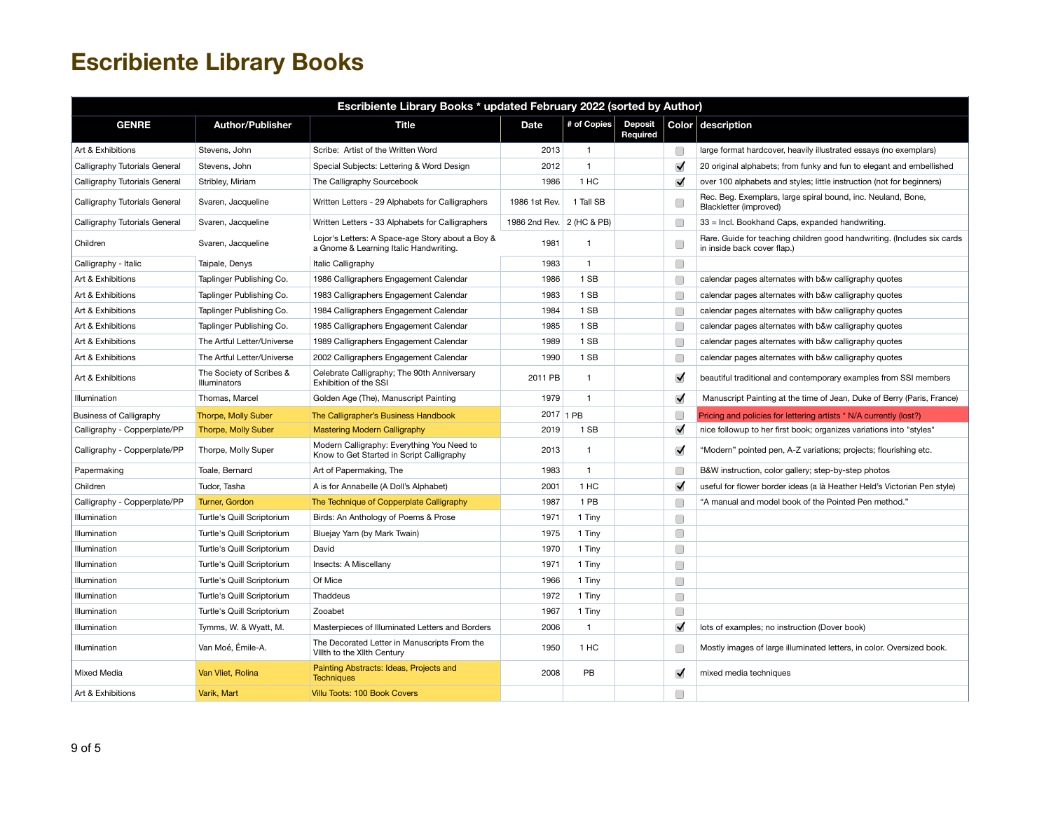# Escribiente Library Books

| Escribiente Library Books * updated February 2022 (sorted by Author) | | | | | | | |
|---|---|---|---|---|---|---|---|
| GENRE | Author/Publisher | Title | Date | # of Copies | Deposit Required | Color | description |
| Art & Exhibitions | Stevens, John | Scribe: Artist of the Written Word | 2013 | 1 | | ☐ | large format hardcover, heavily illustrated essays (no exemplars) |
| Calligraphy Tutorials General | Stevens, John | Special Subjects: Lettering & Word Design | 2012 | 1 | | ☑ | 20 original alphabets; from funky and fun to elegant and embellished |
| Calligraphy Tutorials General | Stribley, Miriam | The Calligraphy Sourcebook | 1986 | 1 HC | | ☑ | over 100 alphabets and styles; little instruction (not for beginners) |
| Calligraphy Tutorials General | Svaren, Jacqueline | Written Letters - 29 Alphabets for Calligraphers | 1986 1st Rev. | 1 Tall SB | | ☐ | Rec. Beg. Exemplars, large spiral bound, inc. Neuland, Bone, Blackletter (improved) |
| Calligraphy Tutorials General | Svaren, Jacqueline | Written Letters - 33 Alphabets for Calligraphers | 1986 2nd Rev. | 2 (HC & PB) | | ☐ | 33 = Incl. Bookhand Caps, expanded handwriting. |
| Children | Svaren, Jacqueline | Lojor's Letters: A Space-age Story about a Boy & a Gnome & Learning Italic Handwriting. | 1981 | 1 | | ☐ | Rare. Guide for teaching children good handwriting. (Includes six cards in inside back cover flap.) |
| Calligraphy - Italic | Taipale, Denys | Italic Calligraphy | 1983 | 1 | | ☐ | |
| Art & Exhibitions | Taplinger Publishing Co. | 1986 Calligraphers Engagement Calendar | 1986 | 1 SB | | ☐ | calendar pages alternates with b&w calligraphy quotes |
| Art & Exhibitions | Taplinger Publishing Co. | 1983 Calligraphers Engagement Calendar | 1983 | 1 SB | | ☐ | calendar pages alternates with b&w calligraphy quotes |
| Art & Exhibitions | Taplinger Publishing Co. | 1984 Calligraphers Engagement Calendar | 1984 | 1 SB | | ☐ | calendar pages alternates with b&w calligraphy quotes |
| Art & Exhibitions | Taplinger Publishing Co. | 1985 Calligraphers Engagement Calendar | 1985 | 1 SB | | ☐ | calendar pages alternates with b&w calligraphy quotes |
| Art & Exhibitions | The Artful Letter/Universe | 1989 Calligraphers Engagement Calendar | 1989 | 1 SB | | ☐ | calendar pages alternates with b&w calligraphy quotes |
| Art & Exhibitions | The Artful Letter/Universe | 2002 Calligraphers Engagement Calendar | 1990 | 1 SB | | ☐ | calendar pages alternates with b&w calligraphy quotes |
| Art & Exhibitions | The Society of Scribes & Illuminators | Celebrate Calligraphy; The 90th Anniversary Exhibition of the SSI | 2011 PB | 1 | | ☑ | beautiful traditional and contemporary examples from SSI members |
| Illumination | Thomas, Marcel | Golden Age (The), Manuscript Painting | 1979 | 1 | | ☑ | Manuscript Painting at the time of Jean, Duke of Berry (Paris, France) |
| Business of Calligraphy | Thorpe, Molly Suber | The Calligrapher's Business Handbook | 2017 | 1 PB | | ☐ | Pricing and policies for lettering artists * N/A currently (lost?) |
| Calligraphy - Copperplate/PP | Thorpe, Molly Suber | Mastering Modern Calligraphy | 2019 | 1 SB | | ☑ | nice followup to her first book; organizes variations into "styles" |
| Calligraphy - Copperplate/PP | Thorpe, Molly Super | Modern Calligraphy: Everything You Need to Know to Get Started in Script Calligraphy | 2013 | 1 | | ☑ | “Modern” pointed pen, A-Z variations; projects; flourishing etc. |
| Papermaking | Toale, Bernard | Art of Papermaking, The | 1983 | 1 | | ☐ | B&W instruction, color gallery; step-by-step photos |
| Children | Tudor, Tasha | A is for Annabelle (A Doll's Alphabet) | 2001 | 1 HC | | ☑ | useful for flower border ideas (a là Heather Held's Victorian Pen style) |
| Calligraphy - Copperplate/PP | Turner, Gordon | The Technique of Copperplate Calligraphy | 1987 | 1 PB | | ☐ | “A manual and model book of the Pointed Pen method.” |
| Illumination | Turtle's Quill Scriptorium | Birds: An Anthology of Poems & Prose | 1971 | 1 Tiny | | ☐ | |
| Illumination | Turtle's Quill Scriptorium | Bluejay Yarn (by Mark Twain) | 1975 | 1 Tiny | | ☐ | |
| Illumination | Turtle's Quill Scriptorium | David | 1970 | 1 Tiny | | ☐ | |
| Illumination | Turtle's Quill Scriptorium | Insects: A Miscellany | 1971 | 1 Tiny | | ☐ | |
| Illumination | Turtle's Quill Scriptorium | Of Mice | 1966 | 1 Tiny | | ☐ | |
| Illumination | Turtle's Quill Scriptorium | Thaddeus | 1972 | 1 Tiny | | ☐ | |
| Illumination | Turtle's Quill Scriptorium | Zooabet | 1967 | 1 Tiny | | ☐ | |
| Illumination | Tymms, W. & Wyatt, M. | Masterpieces of Illuminated Letters and Borders | 2006 | 1 | | ☑ | lots of examples; no instruction (Dover book) |
| Illumination | Van Moé, Émile-A. | The Decorated Letter in Manuscripts From the VIIIth to the XIIth Century | 1950 | 1 HC | | ☐ | Mostly images of large illuminated letters, in color. Oversized book. |
| Mixed Media | Van Vliet, Rolina | Painting Abstracts: Ideas, Projects and Techniques | 2008 | PB | | ☑ | mixed media techniques |
| Art & Exhibitions | Varik, Mart | Villu Toots: 100 Book Covers | | | | ☐ | |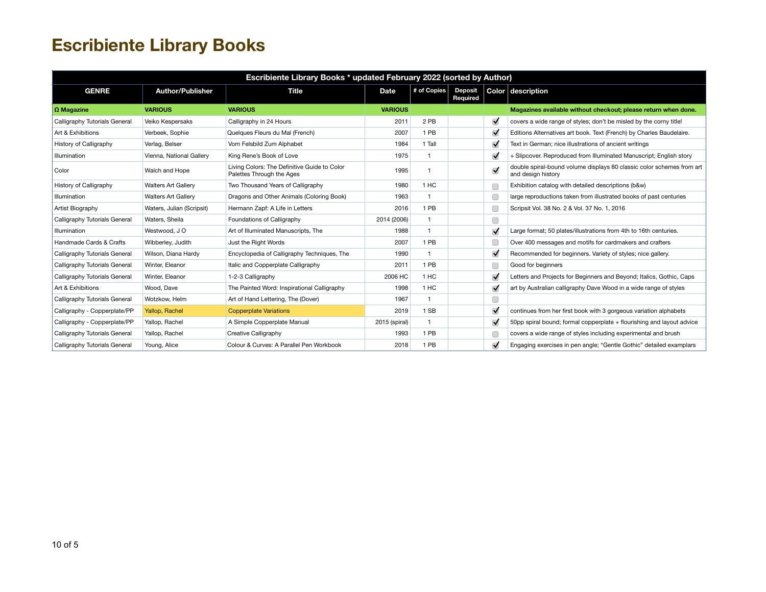# Escribiente Library Books

| Escribiente Library Books * updated February 2022 (sorted by Author) | | | | | | | |
|---|---|---|---|---|---|---|---|
| GENRE | Author/Publisher | Title | Date | # of Copies | Deposit Required | Color | description |
| **Ω Magazine** | **VARIOUS** | **VARIOUS** | **VARIOUS** | | | | **Magazines available without checkout; please return when done.** |
| Calligraphy Tutorials General | Veiko Kespersaks | Calligraphy in 24 Hours | 2011 | 2 PB | | ✓ | covers a wide range of styles; don't be misled by the corny title! |
| Art & Exhibitions | Verbeek, Sophie | Quelques Fleurs du Mal (French) | 2007 | 1 PB | | ✓ | Editions Alternatives art book. Text (French) by Charles Baudelaire. |
| History of Calligraphy | Verlag, Belser | Vom Felsbild Zum Alphabet | 1984 | 1 Tall | | ✓ | Text in German; nice illustrations of ancient writings |
| Illumination | Vienna, National Gallery | King Rene's Book of Love | 1975 | 1 | | ✓ | + Slipcover. Reproduced from Illuminated Manuscript; English story |
| Color | Walch and Hope | Living Colors: The Definitive Guide to Color Palettes Through the Ages | 1995 | 1 | | ✓ | double spiral-bound volume displays 80 classic color schemes from art and design history |
| History of Calligraphy | Walters Art Gallery | Two Thousand Years of Calligraphy | 1980 | 1 HC | | | Exhibition catalog with detailed descriptions (b&w) |
| Illumination | Walters Art Gallery | Dragons and Other Animals (Coloring Book) | 1963 | 1 | | | large reproductions taken from illustrated books of past centuries |
| Artist Biography | Waters, Julian (Scripsit) | Hermann Zapf: A Life in Letters | 2016 | 1 PB | | | Scripsit Vol. 38 No. 2 & Vol. 37 No. 1, 2016 |
| Calligraphy Tutorials General | Waters, Sheila | Foundations of Calligraphy | 2014 (2006) | 1 | | | |
| Illumination | Westwood, J O | Art of Illuminated Manuscripts, The | 1988 | 1 | | ✓ | Large format; 50 plates/illustrations from 4th to 16th centuries. |
| Handmade Cards & Crafts | Wibberley, Judith | Just the Right Words | 2007 | 1 PB | | | Over 400 messages and motifs for cardmakers and crafters |
| Calligraphy Tutorials General | Wilson, Diana Hardy | Encyclopedia of Calligraphy Techniques, The | 1990 | 1 | | ✓ | Recommended for beginners. Variety of styles; nice gallery. |
| Calligraphy Tutorials General | Winter, Eleanor | Italic and Copperplate Calligraphy | 2011 | 1 PB | | | Good for beginners |
| Calligraphy Tutorials General | Winter, Eleanor | 1-2-3 Calligraphy | 2006 HC | 1 HC | | ✓ | Letters and Projects for Beginners and Beyond; Italics, Gothic, Caps |
| Art & Exhibitions | Wood, Dave | The Painted Word: Inspirational Calligraphy | 1998 | 1 HC | | ✓ | art by Australian calligraphy Dave Wood in a wide range of styles |
| Calligraphy Tutorials General | Wotzkow, Helm | Art of Hand Lettering, The (Dover) | 1967 | 1 | | | |
| Calligraphy - Copperplate/PP | Yallop, Rachel | Copperplate Variations | 2019 | 1 SB | | ✓ | continues from her first book with 3 gorgeous variation alphabets |
| Calligraphy - Copperplate/PP | Yallop, Rachel | A Simple Copperplate Manual | 2015 (spiral) | 1 | | ✓ | 50pp spiral bound; formal copperplate + flourishing and layout advice |
| Calligraphy Tutorials General | Yallop, Rachel | Creative Calligraphy | 1993 | 1 PB | | | covers a wide range of styles including experimental and brush |
| Calligraphy Tutorials General | Young, Alice | Colour & Curves: A Parallel Pen Workbook | 2018 | 1 PB | | ✓ | Engaging exercises in pen angle; "Gentle Gothic" detailed examplars |